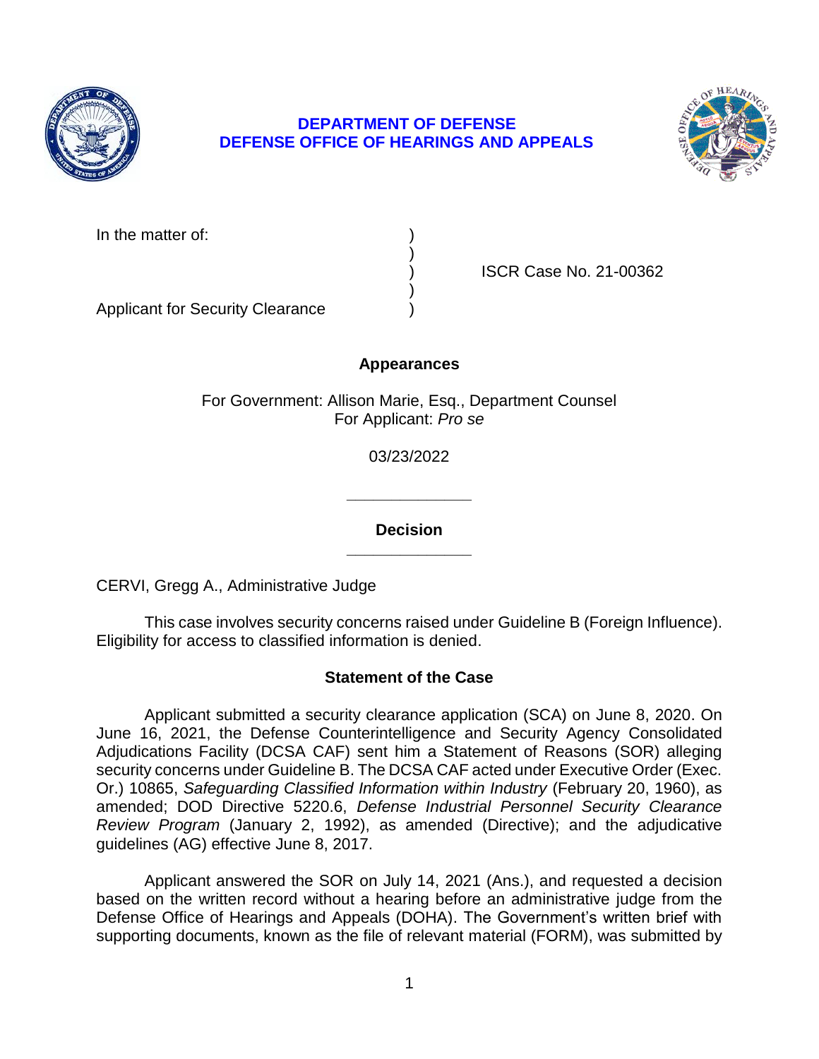**DEPARTMENT OF DEFENSE**
**DEFENSE OFFICE OF HEARINGS AND APPEALS**

| | | |
|---|---|---|
| In the matter of: | ) | |
| | ) | |
| | ) | ISCR Case No. 21-00362 |
| | ) | |
| Applicant for Security Clearance | ) | |

**Appearances**

For Government: Allison Marie, Esq., Department Counsel
For Applicant: *Pro se*

03/23/2022

______________

**Decision**

______________

CERVI, Gregg A., Administrative Judge

This case involves security concerns raised under Guideline B (Foreign Influence). Eligibility for access to classified information is denied.

## Statement of the Case

Applicant submitted a security clearance application (SCA) on June 8, 2020. On June 16, 2021, the Defense Counterintelligence and Security Agency Consolidated Adjudications Facility (DCSA CAF) sent him a Statement of Reasons (SOR) alleging security concerns under Guideline B. The DCSA CAF acted under Executive Order (Exec. Or.) 10865, *Safeguarding Classified Information within Industry* (February 20, 1960), as amended; DOD Directive 5220.6, *Defense Industrial Personnel Security Clearance Review Program* (January 2, 1992), as amended (Directive); and the adjudicative guidelines (AG) effective June 8, 2017.

Applicant answered the SOR on July 14, 2021 (Ans.), and requested a decision based on the written record without a hearing before an administrative judge from the Defense Office of Hearings and Appeals (DOHA). The Government's written brief with supporting documents, known as the file of relevant material (FORM), was submitted by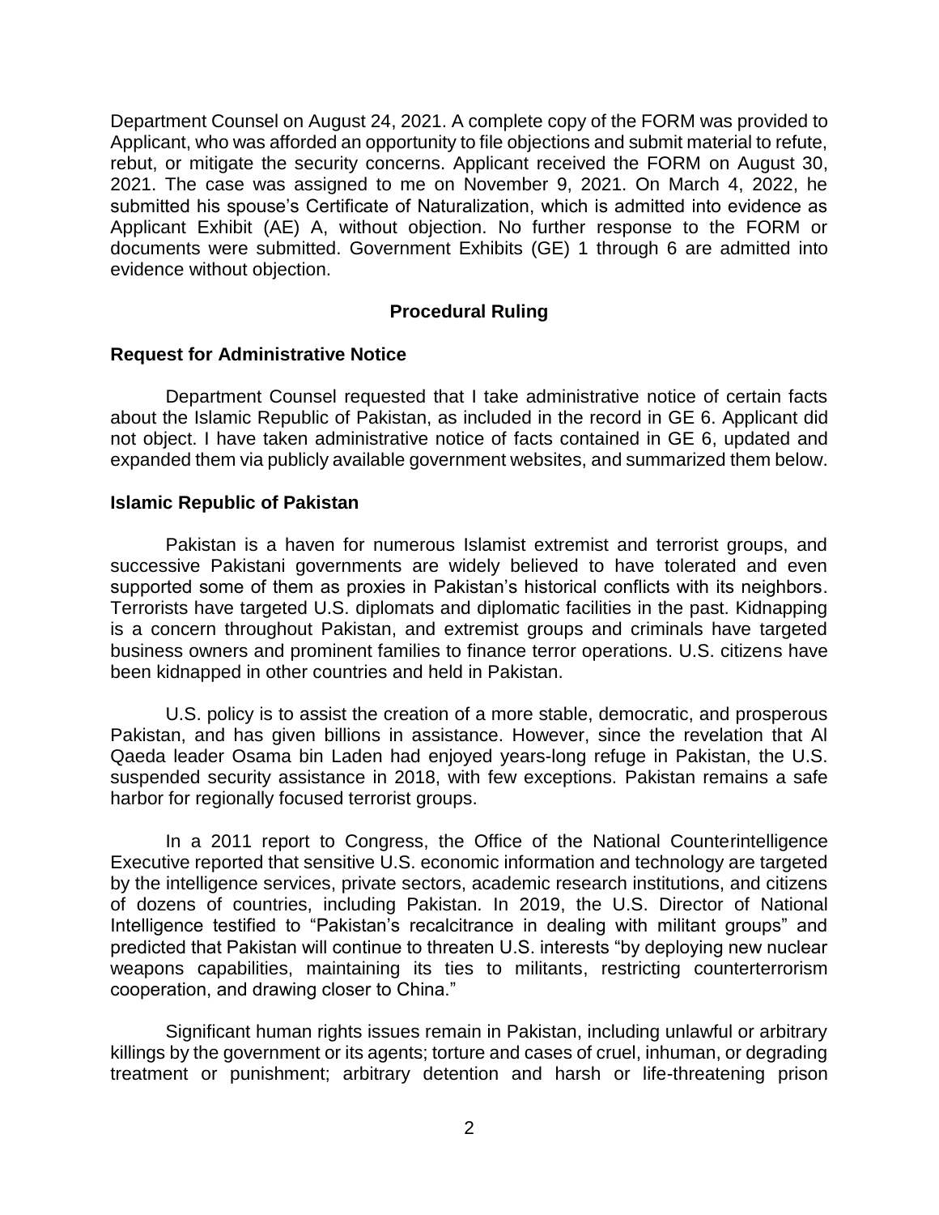Department Counsel on August 24, 2021. A complete copy of the FORM was provided to Applicant, who was afforded an opportunity to file objections and submit material to refute, rebut, or mitigate the security concerns. Applicant received the FORM on August 30, 2021. The case was assigned to me on November 9, 2021. On March 4, 2022, he submitted his spouse's Certificate of Naturalization, which is admitted into evidence as Applicant Exhibit (AE) A, without objection. No further response to the FORM or documents were submitted. Government Exhibits (GE) 1 through 6 are admitted into evidence without objection.

## Procedural Ruling

### Request for Administrative Notice

Department Counsel requested that I take administrative notice of certain facts about the Islamic Republic of Pakistan, as included in the record in GE 6. Applicant did not object. I have taken administrative notice of facts contained in GE 6, updated and expanded them via publicly available government websites, and summarized them below.

### Islamic Republic of Pakistan

Pakistan is a haven for numerous Islamist extremist and terrorist groups, and successive Pakistani governments are widely believed to have tolerated and even supported some of them as proxies in Pakistan's historical conflicts with its neighbors. Terrorists have targeted U.S. diplomats and diplomatic facilities in the past. Kidnapping is a concern throughout Pakistan, and extremist groups and criminals have targeted business owners and prominent families to finance terror operations. U.S. citizens have been kidnapped in other countries and held in Pakistan.

U.S. policy is to assist the creation of a more stable, democratic, and prosperous Pakistan, and has given billions in assistance. However, since the revelation that Al Qaeda leader Osama bin Laden had enjoyed years-long refuge in Pakistan, the U.S. suspended security assistance in 2018, with few exceptions. Pakistan remains a safe harbor for regionally focused terrorist groups.

In a 2011 report to Congress, the Office of the National Counterintelligence Executive reported that sensitive U.S. economic information and technology are targeted by the intelligence services, private sectors, academic research institutions, and citizens of dozens of countries, including Pakistan. In 2019, the U.S. Director of National Intelligence testified to "Pakistan's recalcitrance in dealing with militant groups" and predicted that Pakistan will continue to threaten U.S. interests "by deploying new nuclear weapons capabilities, maintaining its ties to militants, restricting counterterrorism cooperation, and drawing closer to China."

Significant human rights issues remain in Pakistan, including unlawful or arbitrary killings by the government or its agents; torture and cases of cruel, inhuman, or degrading treatment or punishment; arbitrary detention and harsh or life-threatening prison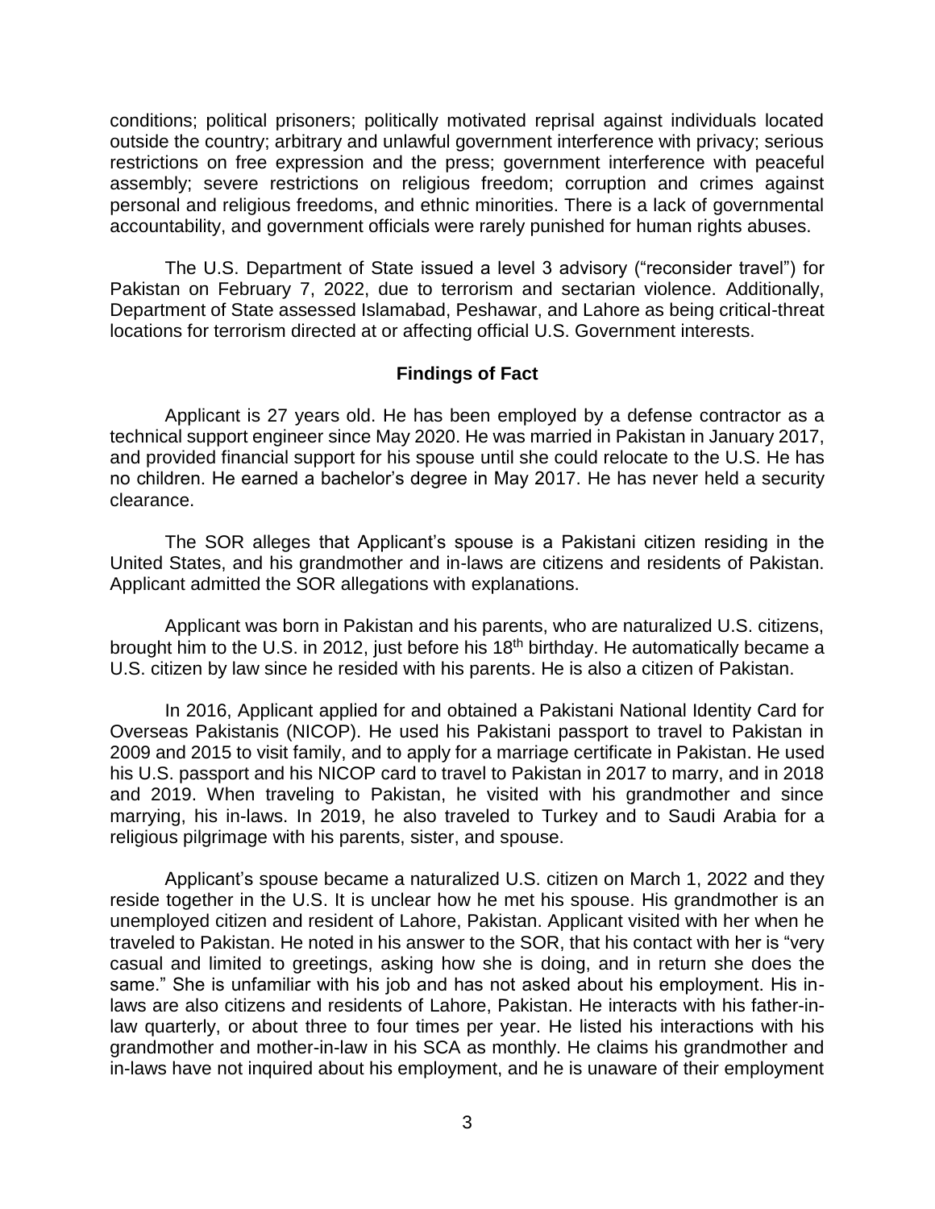conditions; political prisoners; politically motivated reprisal against individuals located outside the country; arbitrary and unlawful government interference with privacy; serious restrictions on free expression and the press; government interference with peaceful assembly; severe restrictions on religious freedom; corruption and crimes against personal and religious freedoms, and ethnic minorities. There is a lack of governmental accountability, and government officials were rarely punished for human rights abuses.

The U.S. Department of State issued a level 3 advisory ("reconsider travel") for Pakistan on February 7, 2022, due to terrorism and sectarian violence. Additionally, Department of State assessed Islamabad, Peshawar, and Lahore as being critical-threat locations for terrorism directed at or affecting official U.S. Government interests.

**Findings of Fact**

Applicant is 27 years old. He has been employed by a defense contractor as a technical support engineer since May 2020. He was married in Pakistan in January 2017, and provided financial support for his spouse until she could relocate to the U.S. He has no children. He earned a bachelor's degree in May 2017. He has never held a security clearance.

The SOR alleges that Applicant's spouse is a Pakistani citizen residing in the United States, and his grandmother and in-laws are citizens and residents of Pakistan. Applicant admitted the SOR allegations with explanations.

Applicant was born in Pakistan and his parents, who are naturalized U.S. citizens, brought him to the U.S. in 2012, just before his 18th birthday. He automatically became a U.S. citizen by law since he resided with his parents. He is also a citizen of Pakistan.

In 2016, Applicant applied for and obtained a Pakistani National Identity Card for Overseas Pakistanis (NICOP). He used his Pakistani passport to travel to Pakistan in 2009 and 2015 to visit family, and to apply for a marriage certificate in Pakistan. He used his U.S. passport and his NICOP card to travel to Pakistan in 2017 to marry, and in 2018 and 2019. When traveling to Pakistan, he visited with his grandmother and since marrying, his in-laws. In 2019, he also traveled to Turkey and to Saudi Arabia for a religious pilgrimage with his parents, sister, and spouse.

Applicant's spouse became a naturalized U.S. citizen on March 1, 2022 and they reside together in the U.S. It is unclear how he met his spouse. His grandmother is an unemployed citizen and resident of Lahore, Pakistan. Applicant visited with her when he traveled to Pakistan. He noted in his answer to the SOR, that his contact with her is "very casual and limited to greetings, asking how she is doing, and in return she does the same." She is unfamiliar with his job and has not asked about his employment. His in-laws are also citizens and residents of Lahore, Pakistan. He interacts with his father-in-law quarterly, or about three to four times per year. He listed his interactions with his grandmother and mother-in-law in his SCA as monthly. He claims his grandmother and in-laws have not inquired about his employment, and he is unaware of their employment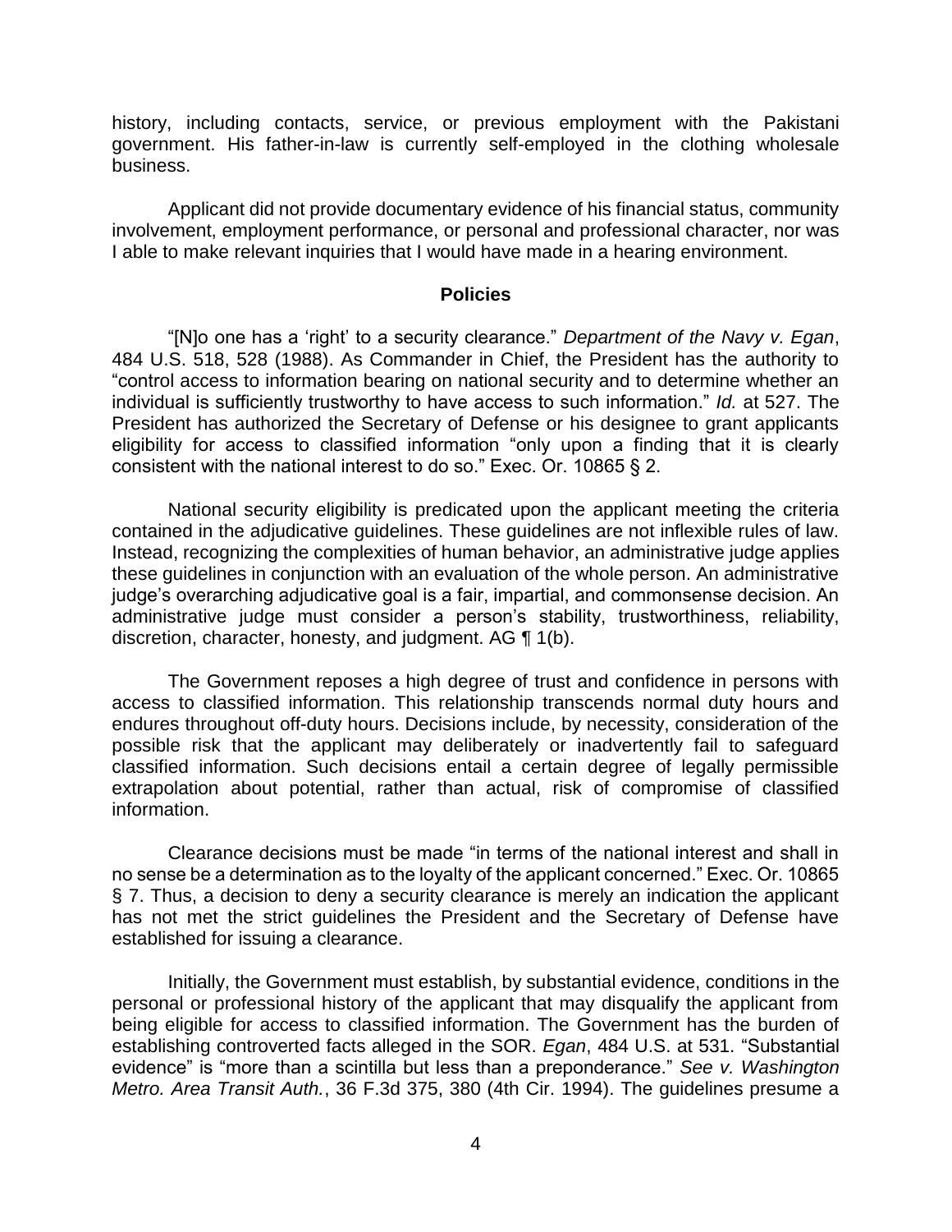history, including contacts, service, or previous employment with the Pakistani government. His father-in-law is currently self-employed in the clothing wholesale business.

Applicant did not provide documentary evidence of his financial status, community involvement, employment performance, or personal and professional character, nor was I able to make relevant inquiries that I would have made in a hearing environment.

## Policies

"[N]o one has a 'right' to a security clearance." *Department of the Navy v. Egan*, 484 U.S. 518, 528 (1988). As Commander in Chief, the President has the authority to "control access to information bearing on national security and to determine whether an individual is sufficiently trustworthy to have access to such information." *Id.* at 527. The President has authorized the Secretary of Defense or his designee to grant applicants eligibility for access to classified information "only upon a finding that it is clearly consistent with the national interest to do so." Exec. Or. 10865 § 2.

National security eligibility is predicated upon the applicant meeting the criteria contained in the adjudicative guidelines. These guidelines are not inflexible rules of law. Instead, recognizing the complexities of human behavior, an administrative judge applies these guidelines in conjunction with an evaluation of the whole person. An administrative judge's overarching adjudicative goal is a fair, impartial, and commonsense decision. An administrative judge must consider a person's stability, trustworthiness, reliability, discretion, character, honesty, and judgment. AG ¶ 1(b).

The Government reposes a high degree of trust and confidence in persons with access to classified information. This relationship transcends normal duty hours and endures throughout off-duty hours. Decisions include, by necessity, consideration of the possible risk that the applicant may deliberately or inadvertently fail to safeguard classified information. Such decisions entail a certain degree of legally permissible extrapolation about potential, rather than actual, risk of compromise of classified information.

Clearance decisions must be made "in terms of the national interest and shall in no sense be a determination as to the loyalty of the applicant concerned." Exec. Or. 10865 § 7. Thus, a decision to deny a security clearance is merely an indication the applicant has not met the strict guidelines the President and the Secretary of Defense have established for issuing a clearance.

Initially, the Government must establish, by substantial evidence, conditions in the personal or professional history of the applicant that may disqualify the applicant from being eligible for access to classified information. The Government has the burden of establishing controverted facts alleged in the SOR. *Egan*, 484 U.S. at 531. "Substantial evidence" is "more than a scintilla but less than a preponderance." *See v. Washington Metro. Area Transit Auth.*, 36 F.3d 375, 380 (4th Cir. 1994). The guidelines presume a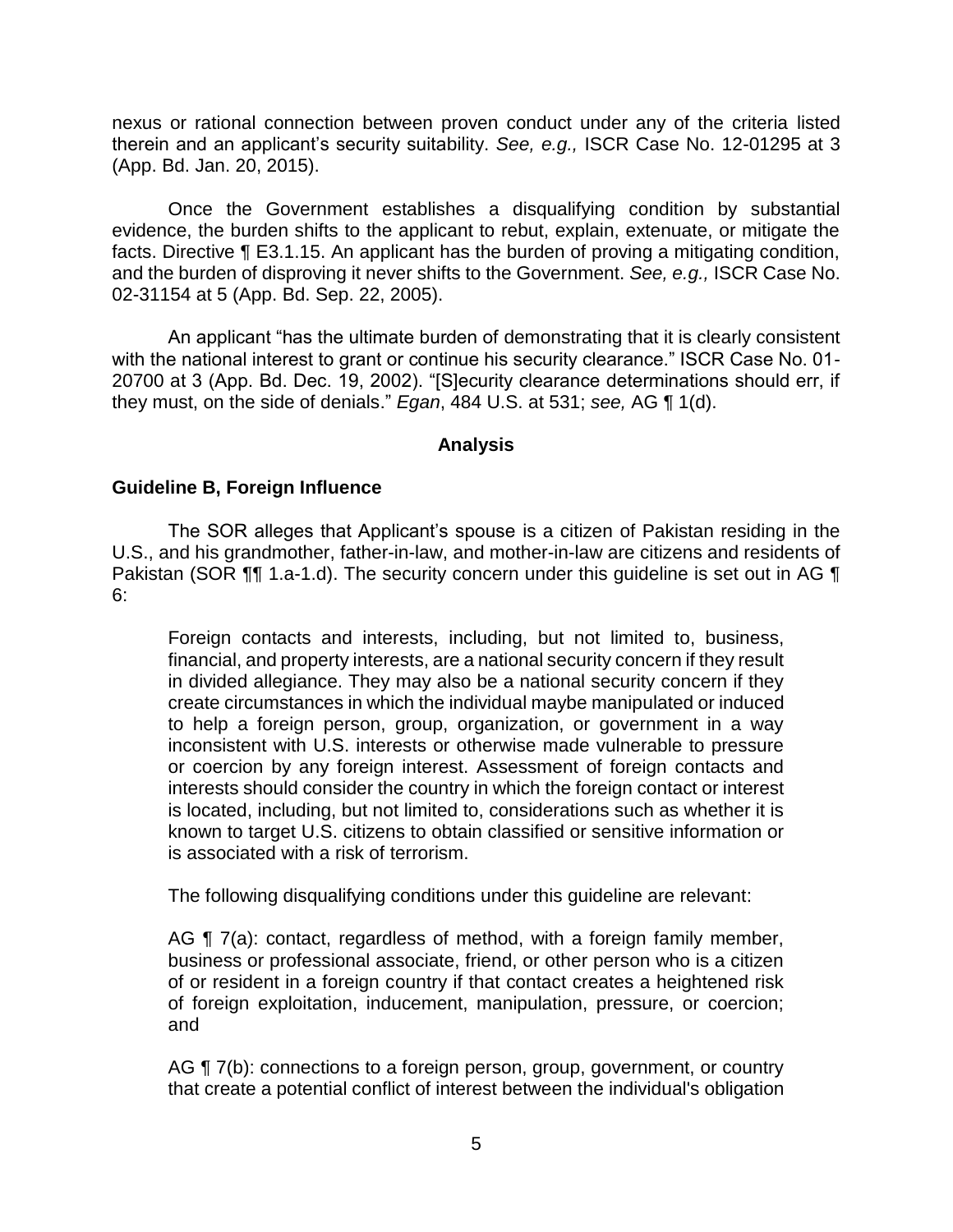nexus or rational connection between proven conduct under any of the criteria listed therein and an applicant's security suitability. *See, e.g.,* ISCR Case No. 12-01295 at 3 (App. Bd. Jan. 20, 2015).

Once the Government establishes a disqualifying condition by substantial evidence, the burden shifts to the applicant to rebut, explain, extenuate, or mitigate the facts. Directive ¶ E3.1.15. An applicant has the burden of proving a mitigating condition, and the burden of disproving it never shifts to the Government. *See, e.g.,* ISCR Case No. 02-31154 at 5 (App. Bd. Sep. 22, 2005).

An applicant "has the ultimate burden of demonstrating that it is clearly consistent with the national interest to grant or continue his security clearance." ISCR Case No. 01-20700 at 3 (App. Bd. Dec. 19, 2002). "[S]ecurity clearance determinations should err, if they must, on the side of denials." *Egan*, 484 U.S. at 531; *see,* AG ¶ 1(d).

## Analysis

### Guideline B, Foreign Influence

The SOR alleges that Applicant's spouse is a citizen of Pakistan residing in the U.S., and his grandmother, father-in-law, and mother-in-law are citizens and residents of Pakistan (SOR ¶¶ 1.a-1.d). The security concern under this guideline is set out in AG ¶ 6:

> Foreign contacts and interests, including, but not limited to, business, financial, and property interests, are a national security concern if they result in divided allegiance. They may also be a national security concern if they create circumstances in which the individual maybe manipulated or induced to help a foreign person, group, organization, or government in a way inconsistent with U.S. interests or otherwise made vulnerable to pressure or coercion by any foreign interest. Assessment of foreign contacts and interests should consider the country in which the foreign contact or interest is located, including, but not limited to, considerations such as whether it is known to target U.S. citizens to obtain classified or sensitive information or is associated with a risk of terrorism.

The following disqualifying conditions under this guideline are relevant:

> AG ¶ 7(a): contact, regardless of method, with a foreign family member, business or professional associate, friend, or other person who is a citizen of or resident in a foreign country if that contact creates a heightened risk of foreign exploitation, inducement, manipulation, pressure, or coercion; and
>
> AG ¶ 7(b): connections to a foreign person, group, government, or country that create a potential conflict of interest between the individual's obligation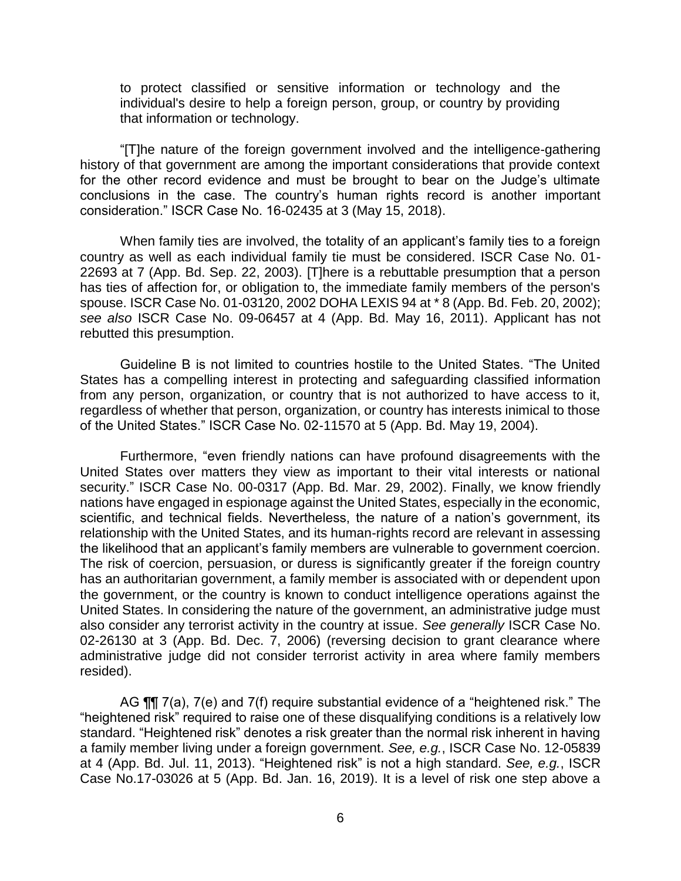to protect classified or sensitive information or technology and the individual's desire to help a foreign person, group, or country by providing that information or technology.

"[T]he nature of the foreign government involved and the intelligence-gathering history of that government are among the important considerations that provide context for the other record evidence and must be brought to bear on the Judge's ultimate conclusions in the case. The country's human rights record is another important consideration." ISCR Case No. 16-02435 at 3 (May 15, 2018).

When family ties are involved, the totality of an applicant's family ties to a foreign country as well as each individual family tie must be considered. ISCR Case No. 01-22693 at 7 (App. Bd. Sep. 22, 2003). [T]here is a rebuttable presumption that a person has ties of affection for, or obligation to, the immediate family members of the person's spouse. ISCR Case No. 01-03120, 2002 DOHA LEXIS 94 at * 8 (App. Bd. Feb. 20, 2002); *see also* ISCR Case No. 09-06457 at 4 (App. Bd. May 16, 2011). Applicant has not rebutted this presumption.

Guideline B is not limited to countries hostile to the United States. "The United States has a compelling interest in protecting and safeguarding classified information from any person, organization, or country that is not authorized to have access to it, regardless of whether that person, organization, or country has interests inimical to those of the United States." ISCR Case No. 02-11570 at 5 (App. Bd. May 19, 2004).

Furthermore, "even friendly nations can have profound disagreements with the United States over matters they view as important to their vital interests or national security." ISCR Case No. 00-0317 (App. Bd. Mar. 29, 2002). Finally, we know friendly nations have engaged in espionage against the United States, especially in the economic, scientific, and technical fields. Nevertheless, the nature of a nation's government, its relationship with the United States, and its human-rights record are relevant in assessing the likelihood that an applicant's family members are vulnerable to government coercion. The risk of coercion, persuasion, or duress is significantly greater if the foreign country has an authoritarian government, a family member is associated with or dependent upon the government, or the country is known to conduct intelligence operations against the United States. In considering the nature of the government, an administrative judge must also consider any terrorist activity in the country at issue. *See generally* ISCR Case No. 02-26130 at 3 (App. Bd. Dec. 7, 2006) (reversing decision to grant clearance where administrative judge did not consider terrorist activity in area where family members resided).

AG ¶¶ 7(a), 7(e) and 7(f) require substantial evidence of a "heightened risk." The "heightened risk" required to raise one of these disqualifying conditions is a relatively low standard. "Heightened risk" denotes a risk greater than the normal risk inherent in having a family member living under a foreign government. *See, e.g.*, ISCR Case No. 12-05839 at 4 (App. Bd. Jul. 11, 2013). "Heightened risk" is not a high standard. *See, e.g.*, ISCR Case No.17-03026 at 5 (App. Bd. Jan. 16, 2019). It is a level of risk one step above a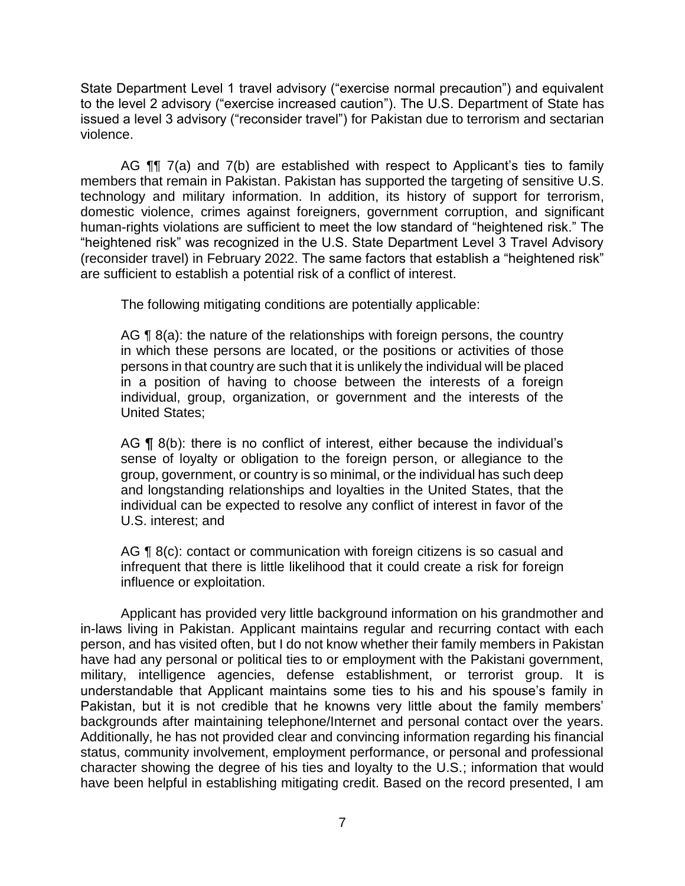State Department Level 1 travel advisory ("exercise normal precaution") and equivalent to the level 2 advisory ("exercise increased caution"). The U.S. Department of State has issued a level 3 advisory ("reconsider travel") for Pakistan due to terrorism and sectarian violence.

AG ¶¶ 7(a) and 7(b) are established with respect to Applicant's ties to family members that remain in Pakistan. Pakistan has supported the targeting of sensitive U.S. technology and military information. In addition, its history of support for terrorism, domestic violence, crimes against foreigners, government corruption, and significant human-rights violations are sufficient to meet the low standard of "heightened risk." The "heightened risk" was recognized in the U.S. State Department Level 3 Travel Advisory (reconsider travel) in February 2022. The same factors that establish a "heightened risk" are sufficient to establish a potential risk of a conflict of interest.

The following mitigating conditions are potentially applicable:

> AG ¶ 8(a): the nature of the relationships with foreign persons, the country in which these persons are located, or the positions or activities of those persons in that country are such that it is unlikely the individual will be placed in a position of having to choose between the interests of a foreign individual, group, organization, or government and the interests of the United States;
>
> AG ¶ 8(b): there is no conflict of interest, either because the individual's sense of loyalty or obligation to the foreign person, or allegiance to the group, government, or country is so minimal, or the individual has such deep and longstanding relationships and loyalties in the United States, that the individual can be expected to resolve any conflict of interest in favor of the U.S. interest; and
>
> AG ¶ 8(c): contact or communication with foreign citizens is so casual and infrequent that there is little likelihood that it could create a risk for foreign influence or exploitation.

Applicant has provided very little background information on his grandmother and in-laws living in Pakistan. Applicant maintains regular and recurring contact with each person, and has visited often, but I do not know whether their family members in Pakistan have had any personal or political ties to or employment with the Pakistani government, military, intelligence agencies, defense establishment, or terrorist group. It is understandable that Applicant maintains some ties to his and his spouse's family in Pakistan, but it is not credible that he knowns very little about the family members' backgrounds after maintaining telephone/Internet and personal contact over the years. Additionally, he has not provided clear and convincing information regarding his financial status, community involvement, employment performance, or personal and professional character showing the degree of his ties and loyalty to the U.S.; information that would have been helpful in establishing mitigating credit. Based on the record presented, I am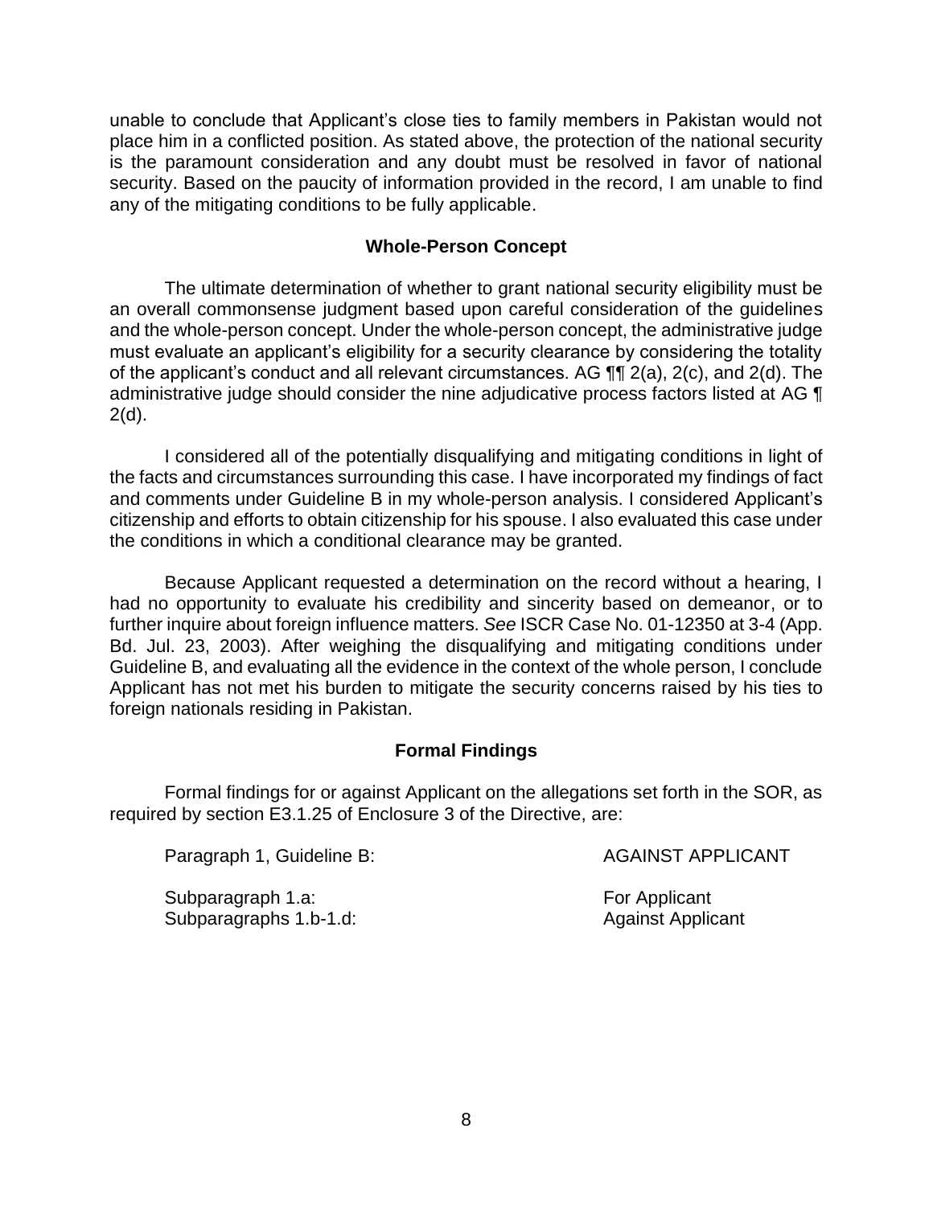unable to conclude that Applicant's close ties to family members in Pakistan would not place him in a conflicted position. As stated above, the protection of the national security is the paramount consideration and any doubt must be resolved in favor of national security. Based on the paucity of information provided in the record, I am unable to find any of the mitigating conditions to be fully applicable.

## Whole-Person Concept

The ultimate determination of whether to grant national security eligibility must be an overall commonsense judgment based upon careful consideration of the guidelines and the whole-person concept. Under the whole-person concept, the administrative judge must evaluate an applicant's eligibility for a security clearance by considering the totality of the applicant's conduct and all relevant circumstances. AG ¶¶ 2(a), 2(c), and 2(d). The administrative judge should consider the nine adjudicative process factors listed at AG ¶ 2(d).

I considered all of the potentially disqualifying and mitigating conditions in light of the facts and circumstances surrounding this case. I have incorporated my findings of fact and comments under Guideline B in my whole-person analysis. I considered Applicant's citizenship and efforts to obtain citizenship for his spouse. I also evaluated this case under the conditions in which a conditional clearance may be granted.

Because Applicant requested a determination on the record without a hearing, I had no opportunity to evaluate his credibility and sincerity based on demeanor, or to further inquire about foreign influence matters. *See* ISCR Case No. 01-12350 at 3-4 (App. Bd. Jul. 23, 2003). After weighing the disqualifying and mitigating conditions under Guideline B, and evaluating all the evidence in the context of the whole person, I conclude Applicant has not met his burden to mitigate the security concerns raised by his ties to foreign nationals residing in Pakistan.

## Formal Findings

Formal findings for or against Applicant on the allegations set forth in the SOR, as required by section E3.1.25 of Enclosure 3 of the Directive, are:

Paragraph 1, Guideline B: AGAINST APPLICANT

Subparagraph 1.a: For Applicant
Subparagraphs 1.b-1.d: Against Applicant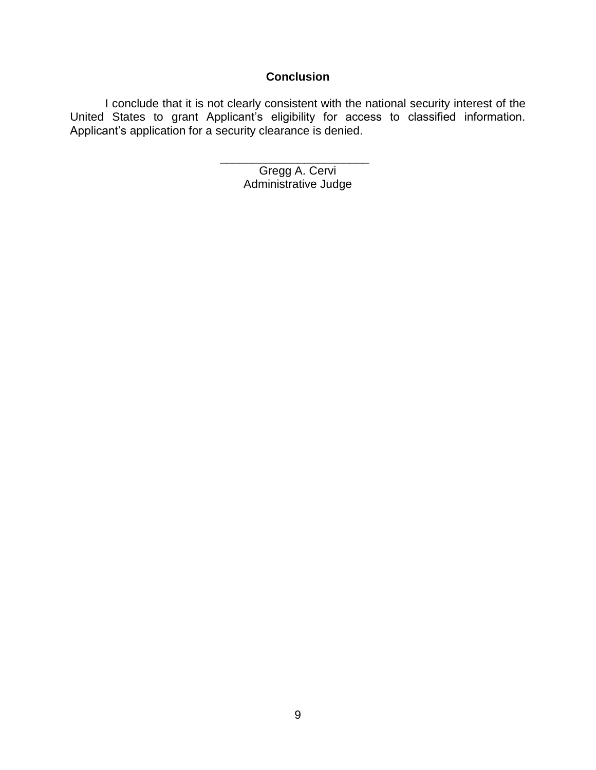## Conclusion

I conclude that it is not clearly consistent with the national security interest of the United States to grant Applicant's eligibility for access to classified information. Applicant's application for a security clearance is denied.

________________________
Gregg A. Cervi
Administrative Judge